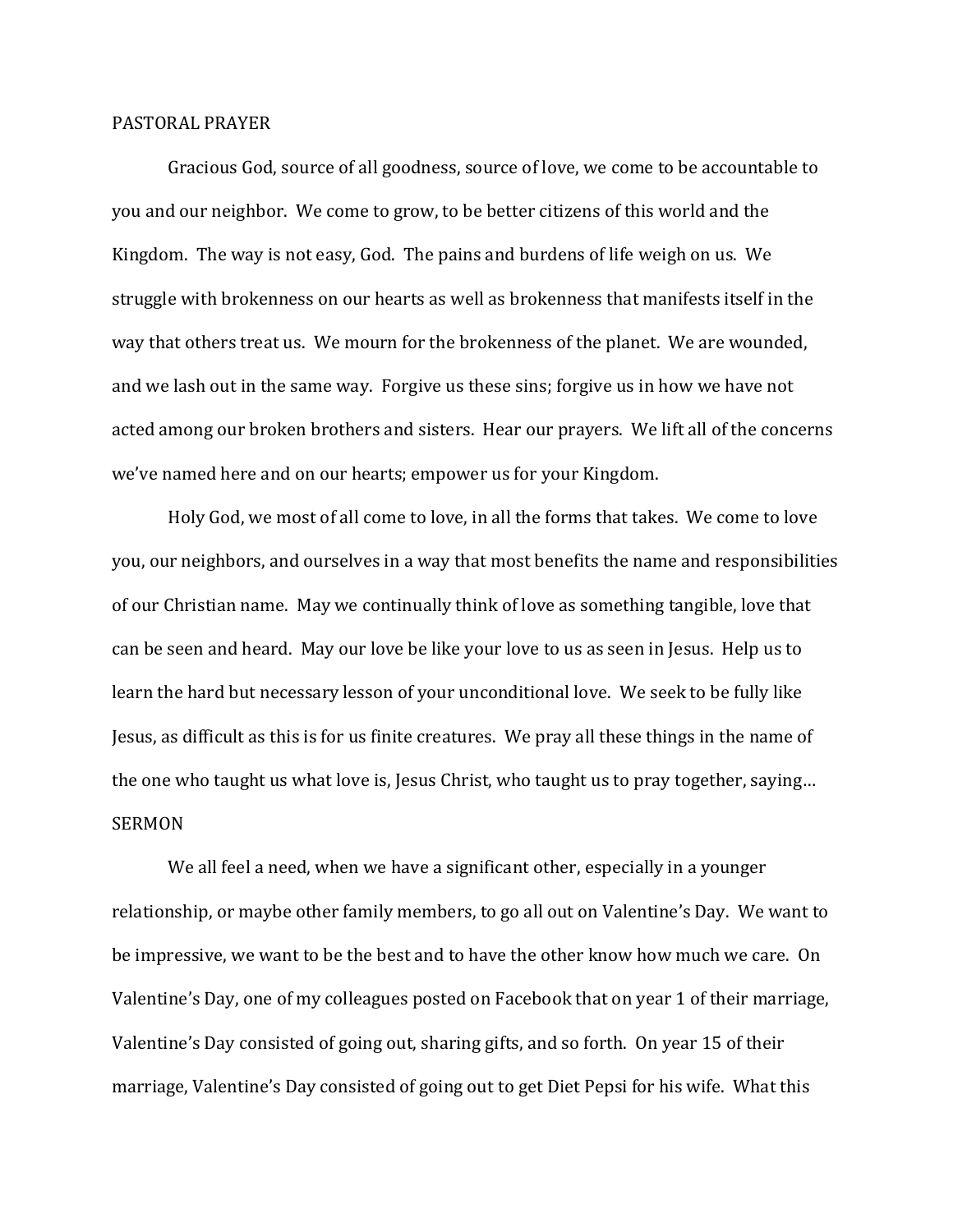## PASTORAL PRAYER

Gracious God, source of all goodness, source of love, we come to be accountable to you and our neighbor. We come to grow, to be better citizens of this world and the Kingdom. The way is not easy, God. The pains and burdens of life weigh on us. We struggle with brokenness on our hearts as well as brokenness that manifests itself in the way that others treat us. We mourn for the brokenness of the planet. We are wounded, and we lash out in the same way. Forgive us these sins; forgive us in how we have not acted among our broken brothers and sisters. Hear our prayers. We lift all of the concerns we've named here and on our hearts; empower us for your Kingdom.

Holy God, we most of all come to love, in all the forms that takes. We come to love you, our neighbors, and ourselves in a way that most benefits the name and responsibilities of our Christian name. May we continually think of love as something tangible, love that can be seen and heard. May our love be like your love to us as seen in Jesus. Help us to learn the hard but necessary lesson of your unconditional love. We seek to be fully like Jesus, as difficult as this is for us finite creatures. We pray all these things in the name of the one who taught us what love is, Jesus Christ, who taught us to pray together, saying…

## SERMON

We all feel a need, when we have a significant other, especially in a younger relationship, or maybe other family members, to go all out on Valentine's Day. We want to be impressive, we want to be the best and to have the other know how much we care. On Valentine's Day, one of my colleagues posted on Facebook that on year 1 of their marriage, Valentine's Day consisted of going out, sharing gifts, and so forth. On year 15 of their marriage, Valentine's Day consisted of going out to get Diet Pepsi for his wife. What this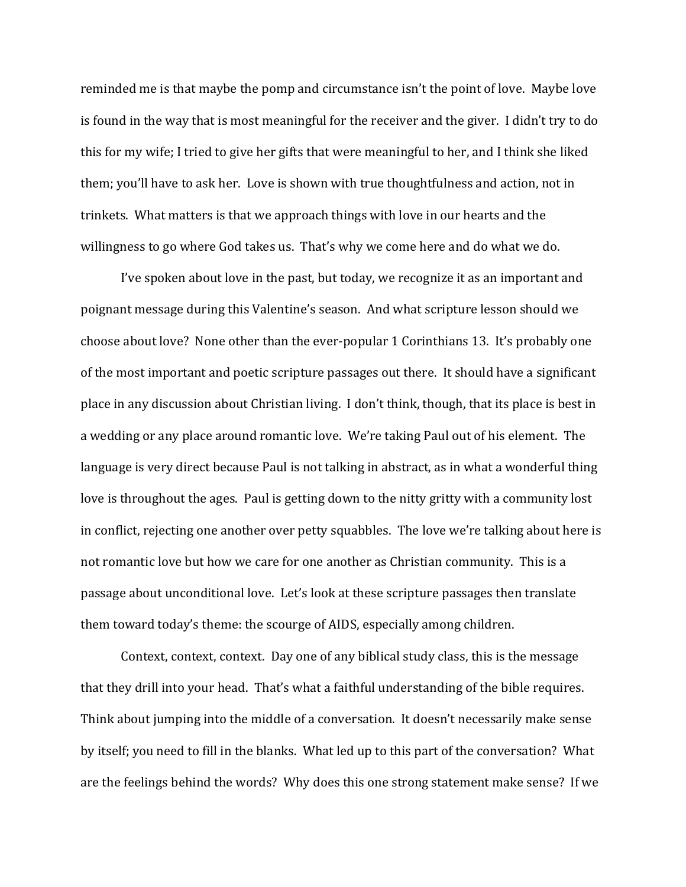reminded me is that maybe the pomp and circumstance isn't the point of love. Maybe love is found in the way that is most meaningful for the receiver and the giver. I didn't try to do this for my wife; I tried to give her gifts that were meaningful to her, and I think she liked them; you'll have to ask her. Love is shown with true thoughtfulness and action, not in trinkets. What matters is that we approach things with love in our hearts and the willingness to go where God takes us. That's why we come here and do what we do.

I've spoken about love in the past, but today, we recognize it as an important and poignant message during this Valentine's season. And what scripture lesson should we choose about love? None other than the ever-popular 1 Corinthians 13. It's probably one of the most important and poetic scripture passages out there. It should have a significant place in any discussion about Christian living. I don't think, though, that its place is best in a wedding or any place around romantic love. We're taking Paul out of his element. The language is very direct because Paul is not talking in abstract, as in what a wonderful thing love is throughout the ages. Paul is getting down to the nitty gritty with a community lost in conflict, rejecting one another over petty squabbles. The love we're talking about here is not romantic love but how we care for one another as Christian community. This is a passage about unconditional love. Let's look at these scripture passages then translate them toward today's theme: the scourge of AIDS, especially among children.

Context, context, context. Day one of any biblical study class, this is the message that they drill into your head. That's what a faithful understanding of the bible requires. Think about jumping into the middle of a conversation. It doesn't necessarily make sense by itself; you need to fill in the blanks. What led up to this part of the conversation? What are the feelings behind the words? Why does this one strong statement make sense? If we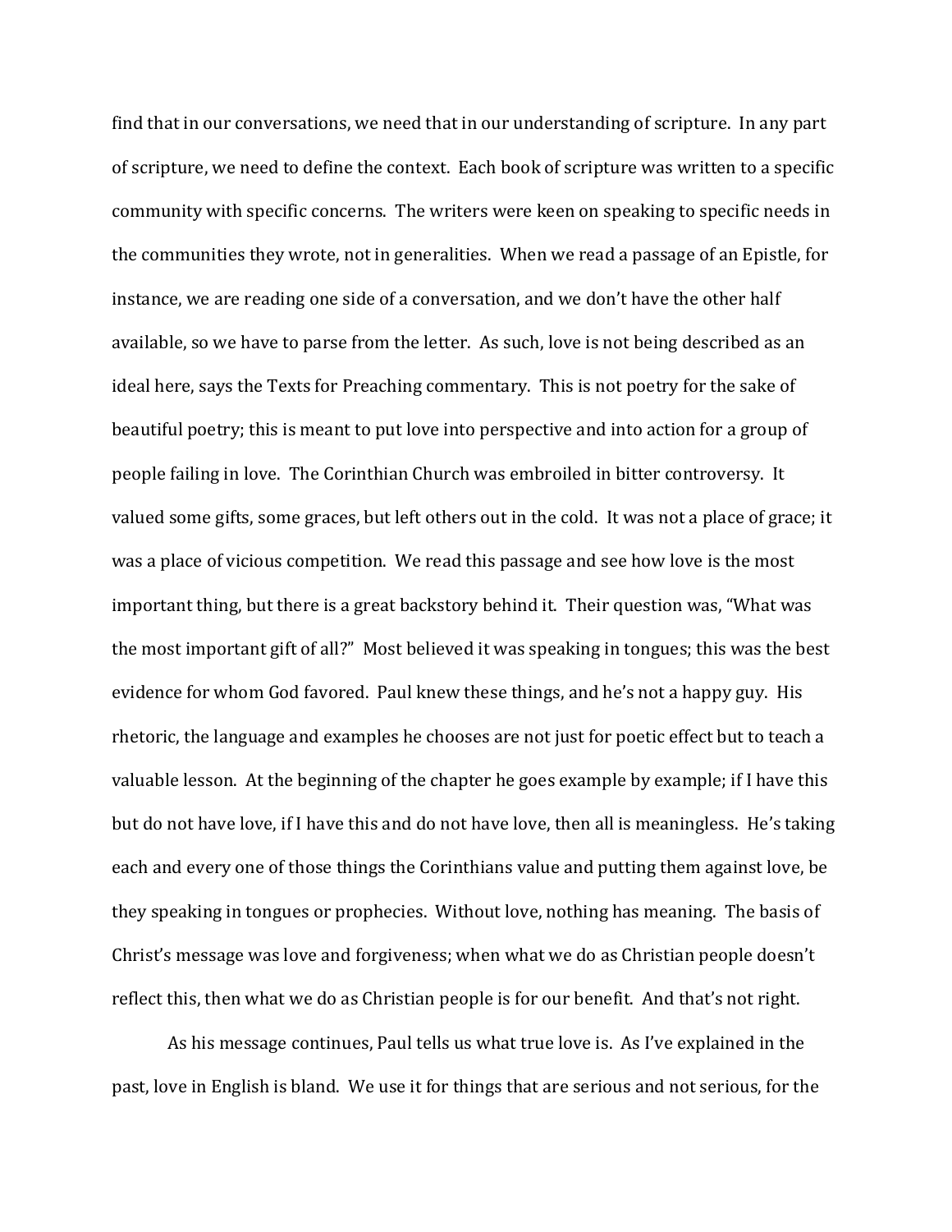find that in our conversations, we need that in our understanding of scripture. In any part of scripture, we need to define the context. Each book of scripture was written to a specific community with specific concerns. The writers were keen on speaking to specific needs in the communities they wrote, not in generalities. When we read a passage of an Epistle, for instance, we are reading one side of a conversation, and we don't have the other half available, so we have to parse from the letter. As such, love is not being described as an ideal here, says the Texts for Preaching commentary. This is not poetry for the sake of beautiful poetry; this is meant to put love into perspective and into action for a group of people failing in love. The Corinthian Church was embroiled in bitter controversy. It valued some gifts, some graces, but left others out in the cold. It was not a place of grace; it was a place of vicious competition. We read this passage and see how love is the most important thing, but there is a great backstory behind it. Their question was, "What was the most important gift of all?" Most believed it was speaking in tongues; this was the best evidence for whom God favored. Paul knew these things, and he's not a happy guy. His rhetoric, the language and examples he chooses are not just for poetic effect but to teach a valuable lesson. At the beginning of the chapter he goes example by example; if I have this but do not have love, if I have this and do not have love, then all is meaningless. He's taking each and every one of those things the Corinthians value and putting them against love, be they speaking in tongues or prophecies. Without love, nothing has meaning. The basis of Christ's message was love and forgiveness; when what we do as Christian people doesn't reflect this, then what we do as Christian people is for our benefit. And that's not right.

As his message continues, Paul tells us what true love is. As I've explained in the past, love in English is bland. We use it for things that are serious and not serious, for the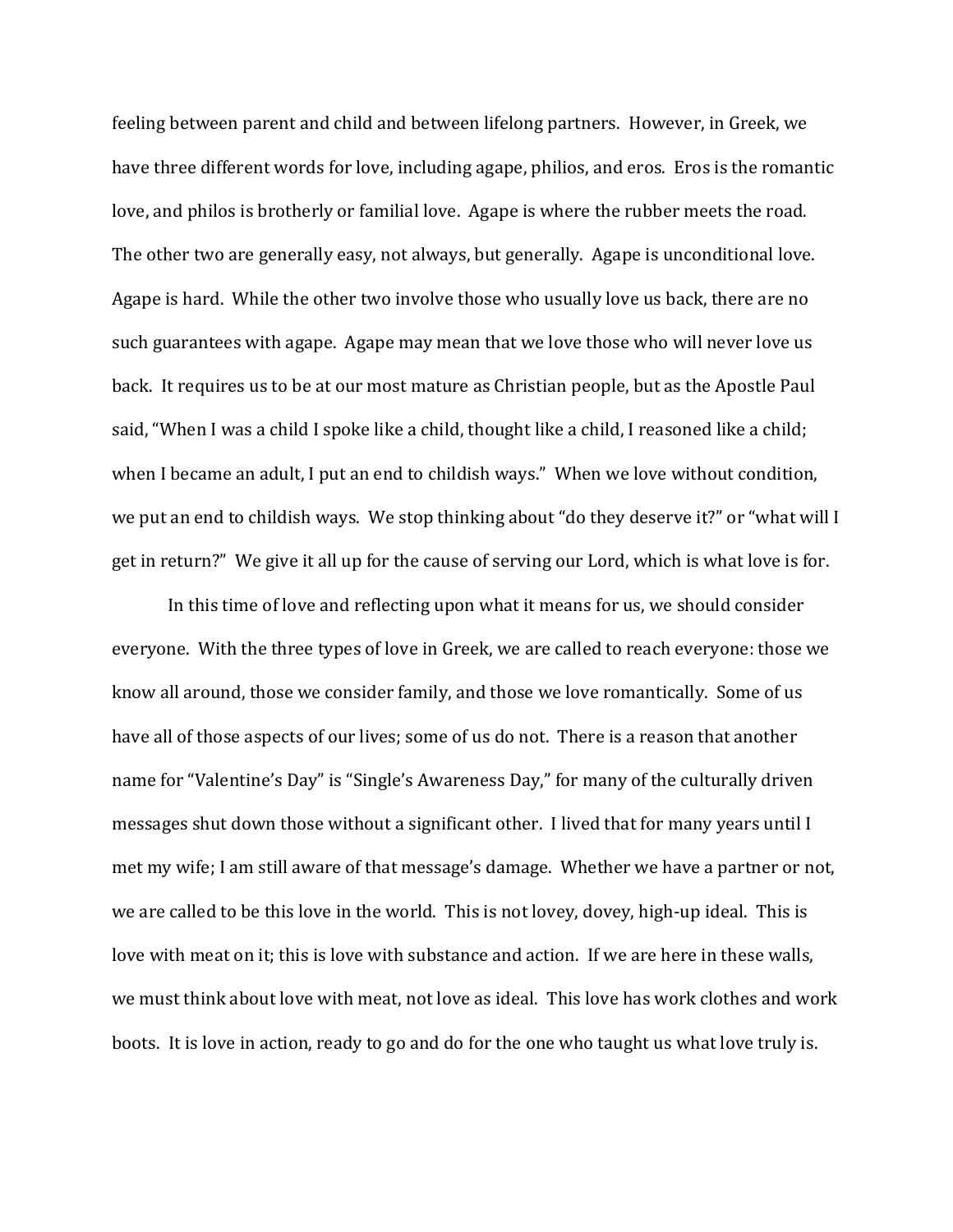feeling between parent and child and between lifelong partners. However, in Greek, we have three different words for love, including agape, philios, and eros. Eros is the romantic love, and philos is brotherly or familial love. Agape is where the rubber meets the road. The other two are generally easy, not always, but generally. Agape is unconditional love. Agape is hard. While the other two involve those who usually love us back, there are no such guarantees with agape. Agape may mean that we love those who will never love us back. It requires us to be at our most mature as Christian people, but as the Apostle Paul said, "When I was a child I spoke like a child, thought like a child, I reasoned like a child; when I became an adult, I put an end to childish ways." When we love without condition, we put an end to childish ways. We stop thinking about "do they deserve it?" or "what will I get in return?" We give it all up for the cause of serving our Lord, which is what love is for.

In this time of love and reflecting upon what it means for us, we should consider everyone. With the three types of love in Greek, we are called to reach everyone: those we know all around, those we consider family, and those we love romantically. Some of us have all of those aspects of our lives; some of us do not. There is a reason that another name for "Valentine's Day" is "Single's Awareness Day," for many of the culturally driven messages shut down those without a significant other. I lived that for many years until I met my wife; I am still aware of that message's damage. Whether we have a partner or not, we are called to be this love in the world. This is not lovey, dovey, high-up ideal. This is love with meat on it; this is love with substance and action. If we are here in these walls, we must think about love with meat, not love as ideal. This love has work clothes and work boots. It is love in action, ready to go and do for the one who taught us what love truly is.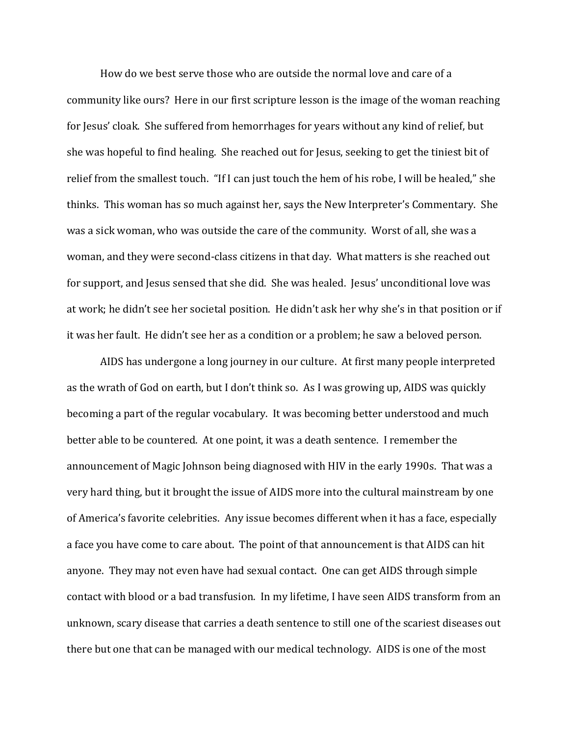How do we best serve those who are outside the normal love and care of a community like ours? Here in our first scripture lesson is the image of the woman reaching for Jesus' cloak. She suffered from hemorrhages for years without any kind of relief, but she was hopeful to find healing. She reached out for Jesus, seeking to get the tiniest bit of relief from the smallest touch. "If I can just touch the hem of his robe, I will be healed," she thinks. This woman has so much against her, says the New Interpreter's Commentary. She was a sick woman, who was outside the care of the community. Worst of all, she was a woman, and they were second-class citizens in that day. What matters is she reached out for support, and Jesus sensed that she did. She was healed. Jesus' unconditional love was at work; he didn't see her societal position. He didn't ask her why she's in that position or if it was her fault. He didn't see her as a condition or a problem; he saw a beloved person.

AIDS has undergone a long journey in our culture. At first many people interpreted as the wrath of God on earth, but I don't think so. As I was growing up, AIDS was quickly becoming a part of the regular vocabulary. It was becoming better understood and much better able to be countered. At one point, it was a death sentence. I remember the announcement of Magic Johnson being diagnosed with HIV in the early 1990s. That was a very hard thing, but it brought the issue of AIDS more into the cultural mainstream by one of America's favorite celebrities. Any issue becomes different when it has a face, especially a face you have come to care about. The point of that announcement is that AIDS can hit anyone. They may not even have had sexual contact. One can get AIDS through simple contact with blood or a bad transfusion. In my lifetime, I have seen AIDS transform from an unknown, scary disease that carries a death sentence to still one of the scariest diseases out there but one that can be managed with our medical technology. AIDS is one of the most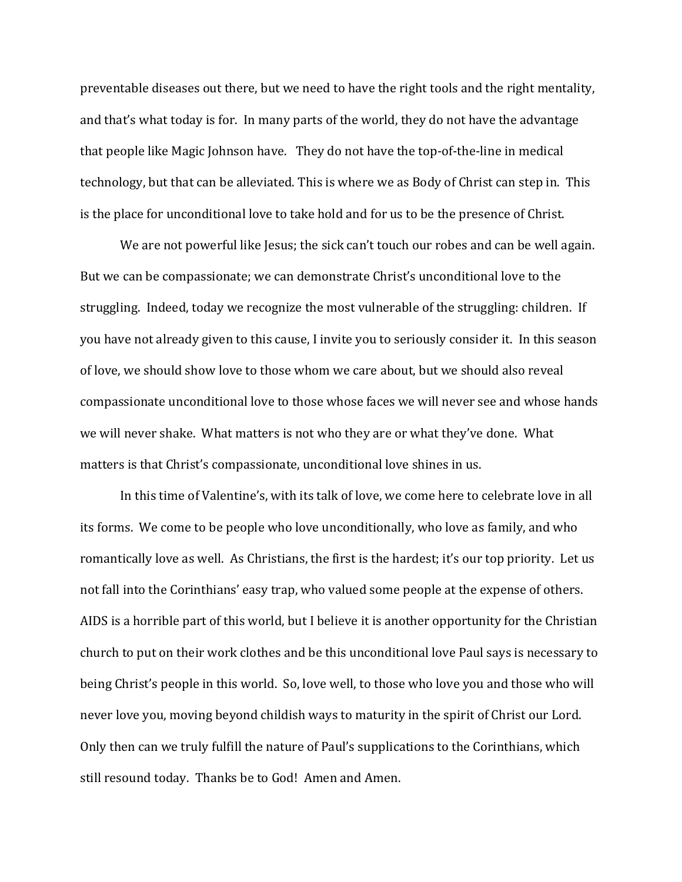preventable diseases out there, but we need to have the right tools and the right mentality, and that's what today is for. In many parts of the world, they do not have the advantage that people like Magic Johnson have. They do not have the top-of-the-line in medical technology, but that can be alleviated. This is where we as Body of Christ can step in. This is the place for unconditional love to take hold and for us to be the presence of Christ.

We are not powerful like Jesus; the sick can't touch our robes and can be well again. But we can be compassionate; we can demonstrate Christ's unconditional love to the struggling. Indeed, today we recognize the most vulnerable of the struggling: children. If you have not already given to this cause, I invite you to seriously consider it. In this season of love, we should show love to those whom we care about, but we should also reveal compassionate unconditional love to those whose faces we will never see and whose hands we will never shake. What matters is not who they are or what they've done. What matters is that Christ's compassionate, unconditional love shines in us.

In this time of Valentine's, with its talk of love, we come here to celebrate love in all its forms. We come to be people who love unconditionally, who love as family, and who romantically love as well. As Christians, the first is the hardest; it's our top priority. Let us not fall into the Corinthians' easy trap, who valued some people at the expense of others. AIDS is a horrible part of this world, but I believe it is another opportunity for the Christian church to put on their work clothes and be this unconditional love Paul says is necessary to being Christ's people in this world. So, love well, to those who love you and those who will never love you, moving beyond childish ways to maturity in the spirit of Christ our Lord. Only then can we truly fulfill the nature of Paul's supplications to the Corinthians, which still resound today. Thanks be to God! Amen and Amen.